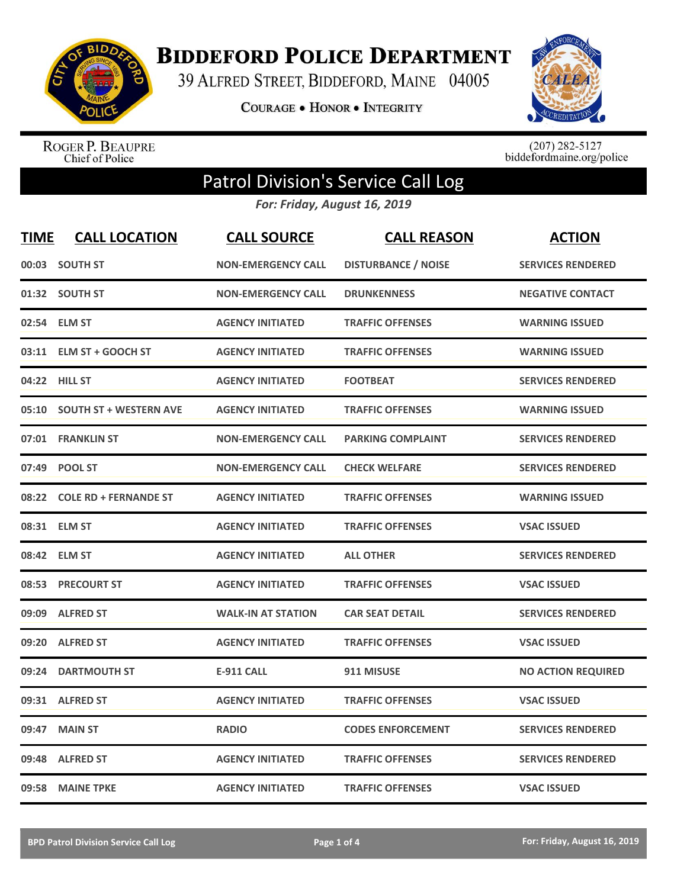# Biddeford Police Department

39 Alfred Street, Biddeford, Maine 04005

Courage • Honor • Integrity

Roger P. Beaupre
Chief of Police

(207) 282-5127
biddefordmaine.org/police

## Patrol Division's Service Call Log

*For: Friday, August 16, 2019*

| TIME | CALL LOCATION | CALL SOURCE | CALL REASON | ACTION |
|---|---|---|---|---|
| 00:03 | SOUTH ST | NON-EMERGENCY CALL | DISTURBANCE / NOISE | SERVICES RENDERED |
| 01:32 | SOUTH ST | NON-EMERGENCY CALL | DRUNKENNESS | NEGATIVE CONTACT |
| 02:54 | ELM ST | AGENCY INITIATED | TRAFFIC OFFENSES | WARNING ISSUED |
| 03:11 | ELM ST + GOOCH ST | AGENCY INITIATED | TRAFFIC OFFENSES | WARNING ISSUED |
| 04:22 | HILL ST | AGENCY INITIATED | FOOTBEAT | SERVICES RENDERED |
| 05:10 | SOUTH ST + WESTERN AVE | AGENCY INITIATED | TRAFFIC OFFENSES | WARNING ISSUED |
| 07:01 | FRANKLIN ST | NON-EMERGENCY CALL | PARKING COMPLAINT | SERVICES RENDERED |
| 07:49 | POOL ST | NON-EMERGENCY CALL | CHECK WELFARE | SERVICES RENDERED |
| 08:22 | COLE RD + FERNANDE ST | AGENCY INITIATED | TRAFFIC OFFENSES | WARNING ISSUED |
| 08:31 | ELM ST | AGENCY INITIATED | TRAFFIC OFFENSES | VSAC ISSUED |
| 08:42 | ELM ST | AGENCY INITIATED | ALL OTHER | SERVICES RENDERED |
| 08:53 | PRECOURT ST | AGENCY INITIATED | TRAFFIC OFFENSES | VSAC ISSUED |
| 09:09 | ALFRED ST | WALK-IN AT STATION | CAR SEAT DETAIL | SERVICES RENDERED |
| 09:20 | ALFRED ST | AGENCY INITIATED | TRAFFIC OFFENSES | VSAC ISSUED |
| 09:24 | DARTMOUTH ST | E-911 CALL | 911 MISUSE | NO ACTION REQUIRED |
| 09:31 | ALFRED ST | AGENCY INITIATED | TRAFFIC OFFENSES | VSAC ISSUED |
| 09:47 | MAIN ST | RADIO | CODES ENFORCEMENT | SERVICES RENDERED |
| 09:48 | ALFRED ST | AGENCY INITIATED | TRAFFIC OFFENSES | SERVICES RENDERED |
| 09:58 | MAINE TPKE | AGENCY INITIATED | TRAFFIC OFFENSES | VSAC ISSUED |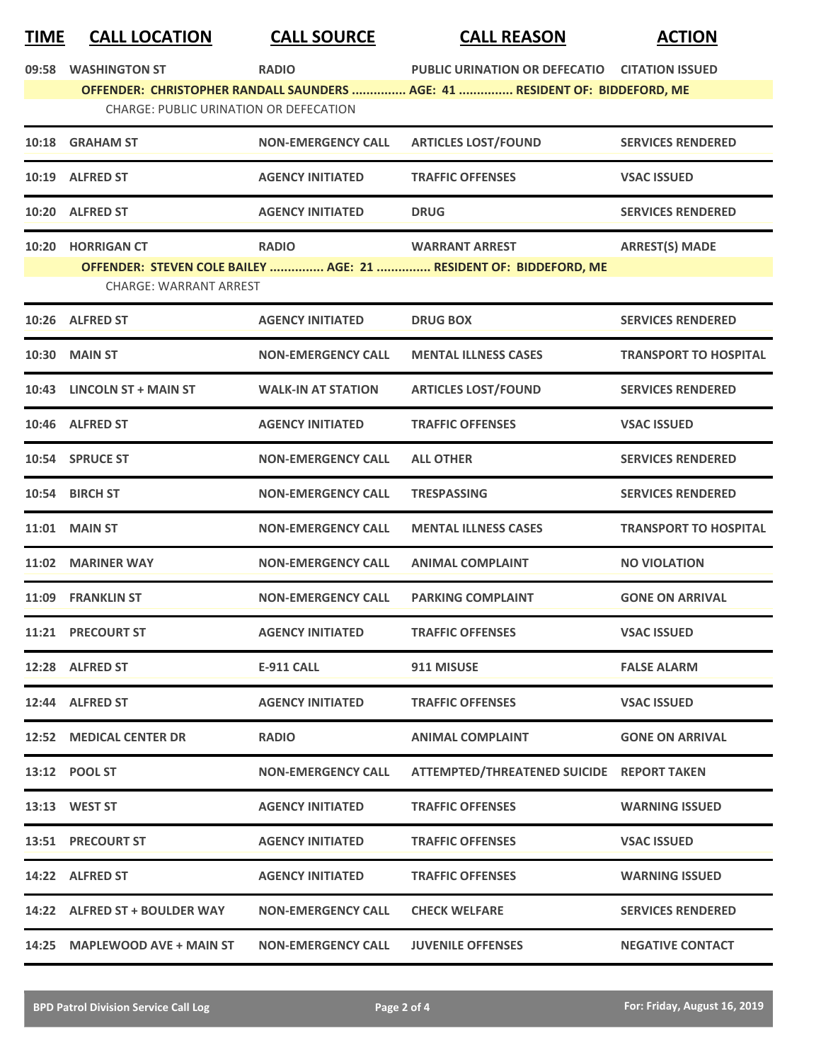| TIME | CALL LOCATION | CALL SOURCE | CALL REASON | ACTION |
|---|---|---|---|---|
| 09:58 | WASHINGTON ST | RADIO | PUBLIC URINATION OR DEFECATIO | CITATION ISSUED |
| | OFFENDER: CHRISTOPHER RANDALL SAUNDERS ............... AGE: 41 ............... RESIDENT OF: BIDDEFORD, ME | | | |
| | CHARGE: PUBLIC URINATION OR DEFECATION | | | |
| 10:18 | GRAHAM ST | NON-EMERGENCY CALL | ARTICLES LOST/FOUND | SERVICES RENDERED |
| 10:19 | ALFRED ST | AGENCY INITIATED | TRAFFIC OFFENSES | VSAC ISSUED |
| 10:20 | ALFRED ST | AGENCY INITIATED | DRUG | SERVICES RENDERED |
| 10:20 | HORRIGAN CT | RADIO | WARRANT ARREST | ARREST(S) MADE |
| | OFFENDER: STEVEN COLE BAILEY ............... AGE: 21 ............... RESIDENT OF: BIDDEFORD, ME | | | |
| | CHARGE: WARRANT ARREST | | | |
| 10:26 | ALFRED ST | AGENCY INITIATED | DRUG BOX | SERVICES RENDERED |
| 10:30 | MAIN ST | NON-EMERGENCY CALL | MENTAL ILLNESS CASES | TRANSPORT TO HOSPITAL |
| 10:43 | LINCOLN ST + MAIN ST | WALK-IN AT STATION | ARTICLES LOST/FOUND | SERVICES RENDERED |
| 10:46 | ALFRED ST | AGENCY INITIATED | TRAFFIC OFFENSES | VSAC ISSUED |
| 10:54 | SPRUCE ST | NON-EMERGENCY CALL | ALL OTHER | SERVICES RENDERED |
| 10:54 | BIRCH ST | NON-EMERGENCY CALL | TRESPASSING | SERVICES RENDERED |
| 11:01 | MAIN ST | NON-EMERGENCY CALL | MENTAL ILLNESS CASES | TRANSPORT TO HOSPITAL |
| 11:02 | MARINER WAY | NON-EMERGENCY CALL | ANIMAL COMPLAINT | NO VIOLATION |
| 11:09 | FRANKLIN ST | NON-EMERGENCY CALL | PARKING COMPLAINT | GONE ON ARRIVAL |
| 11:21 | PRECOURT ST | AGENCY INITIATED | TRAFFIC OFFENSES | VSAC ISSUED |
| 12:28 | ALFRED ST | E-911 CALL | 911 MISUSE | FALSE ALARM |
| 12:44 | ALFRED ST | AGENCY INITIATED | TRAFFIC OFFENSES | VSAC ISSUED |
| 12:52 | MEDICAL CENTER DR | RADIO | ANIMAL COMPLAINT | GONE ON ARRIVAL |
| 13:12 | POOL ST | NON-EMERGENCY CALL | ATTEMPTED/THREATENED SUICIDE | REPORT TAKEN |
| 13:13 | WEST ST | AGENCY INITIATED | TRAFFIC OFFENSES | WARNING ISSUED |
| 13:51 | PRECOURT ST | AGENCY INITIATED | TRAFFIC OFFENSES | VSAC ISSUED |
| 14:22 | ALFRED ST | AGENCY INITIATED | TRAFFIC OFFENSES | WARNING ISSUED |
| 14:22 | ALFRED ST + BOULDER WAY | NON-EMERGENCY CALL | CHECK WELFARE | SERVICES RENDERED |
| 14:25 | MAPLEWOOD AVE + MAIN ST | NON-EMERGENCY CALL | JUVENILE OFFENSES | NEGATIVE CONTACT |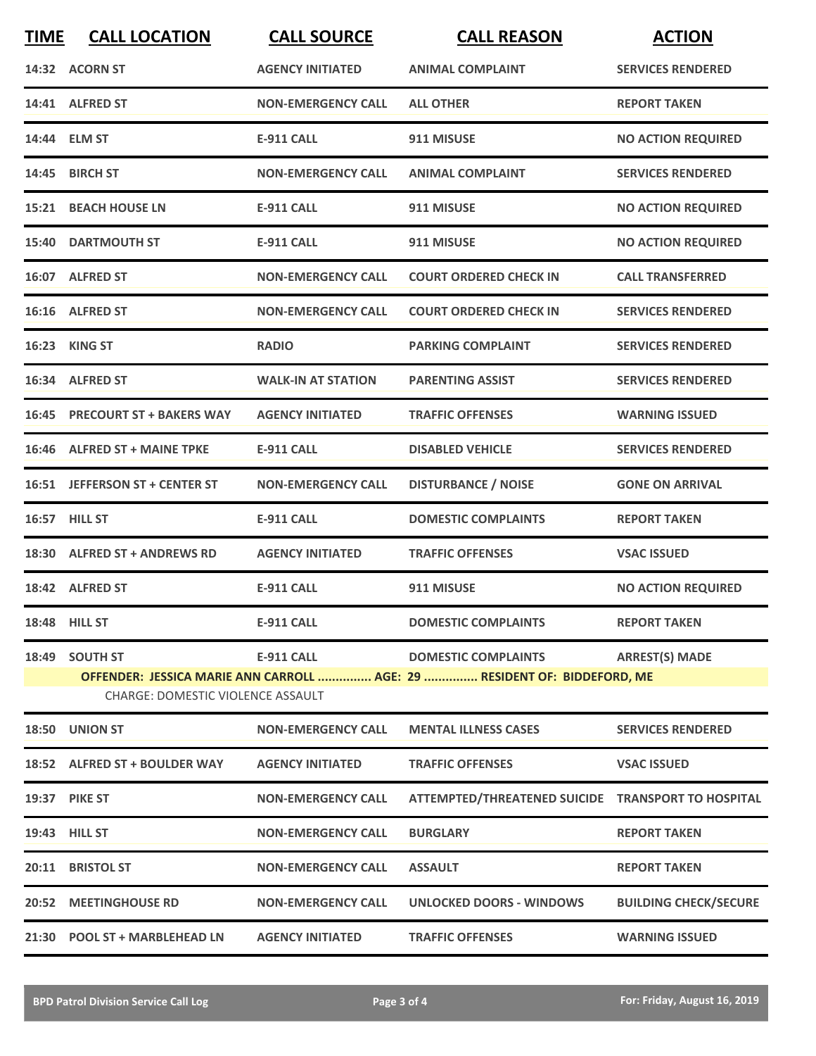| TIME | CALL LOCATION | CALL SOURCE | CALL REASON | ACTION |
|---|---|---|---|---|
| 14:32 | ACORN ST | AGENCY INITIATED | ANIMAL COMPLAINT | SERVICES RENDERED |
| 14:41 | ALFRED ST | NON-EMERGENCY CALL | ALL OTHER | REPORT TAKEN |
| 14:44 | ELM ST | E-911 CALL | 911 MISUSE | NO ACTION REQUIRED |
| 14:45 | BIRCH ST | NON-EMERGENCY CALL | ANIMAL COMPLAINT | SERVICES RENDERED |
| 15:21 | BEACH HOUSE LN | E-911 CALL | 911 MISUSE | NO ACTION REQUIRED |
| 15:40 | DARTMOUTH ST | E-911 CALL | 911 MISUSE | NO ACTION REQUIRED |
| 16:07 | ALFRED ST | NON-EMERGENCY CALL | COURT ORDERED CHECK IN | CALL TRANSFERRED |
| 16:16 | ALFRED ST | NON-EMERGENCY CALL | COURT ORDERED CHECK IN | SERVICES RENDERED |
| 16:23 | KING ST | RADIO | PARKING COMPLAINT | SERVICES RENDERED |
| 16:34 | ALFRED ST | WALK-IN AT STATION | PARENTING ASSIST | SERVICES RENDERED |
| 16:45 | PRECOURT ST + BAKERS WAY | AGENCY INITIATED | TRAFFIC OFFENSES | WARNING ISSUED |
| 16:46 | ALFRED ST + MAINE TPKE | E-911 CALL | DISABLED VEHICLE | SERVICES RENDERED |
| 16:51 | JEFFERSON ST + CENTER ST | NON-EMERGENCY CALL | DISTURBANCE / NOISE | GONE ON ARRIVAL |
| 16:57 | HILL ST | E-911 CALL | DOMESTIC COMPLAINTS | REPORT TAKEN |
| 18:30 | ALFRED ST + ANDREWS RD | AGENCY INITIATED | TRAFFIC OFFENSES | VSAC ISSUED |
| 18:42 | ALFRED ST | E-911 CALL | 911 MISUSE | NO ACTION REQUIRED |
| 18:48 | HILL ST | E-911 CALL | DOMESTIC COMPLAINTS | REPORT TAKEN |
| 18:49 | SOUTH ST | E-911 CALL | DOMESTIC COMPLAINTS | ARREST(S) MADE |
| | OFFENDER: JESSICA MARIE ANN CARROLL ............... AGE: 29 ............... RESIDENT OF: BIDDEFORD, ME | | | |
| | CHARGE: DOMESTIC VIOLENCE ASSAULT | | | |
| 18:50 | UNION ST | NON-EMERGENCY CALL | MENTAL ILLNESS CASES | SERVICES RENDERED |
| 18:52 | ALFRED ST + BOULDER WAY | AGENCY INITIATED | TRAFFIC OFFENSES | VSAC ISSUED |
| 19:37 | PIKE ST | NON-EMERGENCY CALL | ATTEMPTED/THREATENED SUICIDE | TRANSPORT TO HOSPITAL |
| 19:43 | HILL ST | NON-EMERGENCY CALL | BURGLARY | REPORT TAKEN |
| 20:11 | BRISTOL ST | NON-EMERGENCY CALL | ASSAULT | REPORT TAKEN |
| 20:52 | MEETINGHOUSE RD | NON-EMERGENCY CALL | UNLOCKED DOORS - WINDOWS | BUILDING CHECK/SECURE |
| 21:30 | POOL ST + MARBLEHEAD LN | AGENCY INITIATED | TRAFFIC OFFENSES | WARNING ISSUED |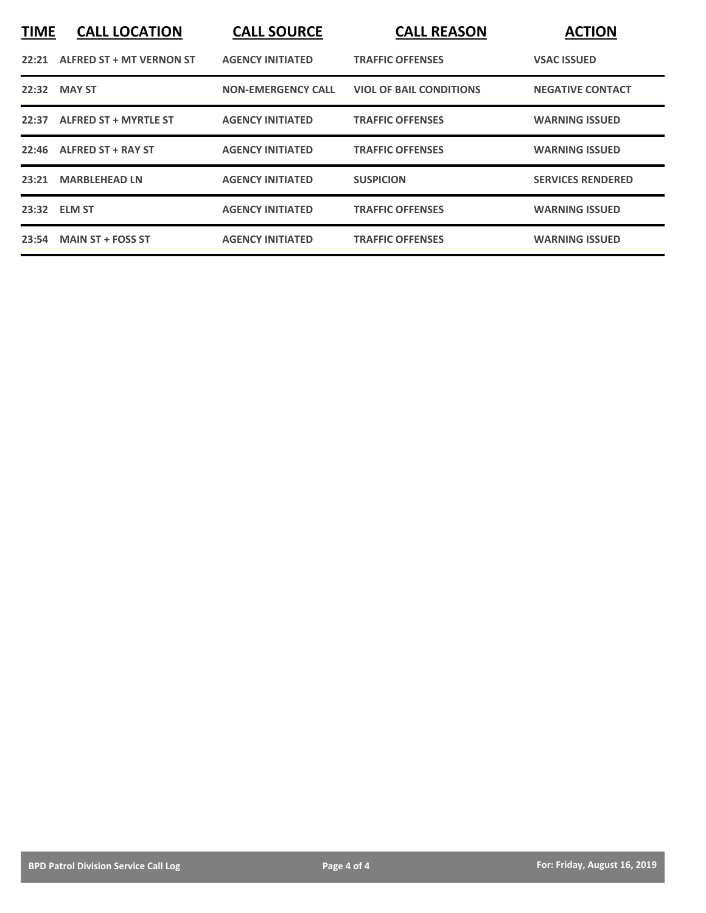| TIME | CALL LOCATION | CALL SOURCE | CALL REASON | ACTION |
| --- | --- | --- | --- | --- |
| 22:21 | ALFRED ST + MT VERNON ST | AGENCY INITIATED | TRAFFIC OFFENSES | VSAC ISSUED |
| 22:32 | MAY ST | NON-EMERGENCY CALL | VIOL OF BAIL CONDITIONS | NEGATIVE CONTACT |
| 22:37 | ALFRED ST + MYRTLE ST | AGENCY INITIATED | TRAFFIC OFFENSES | WARNING ISSUED |
| 22:46 | ALFRED ST + RAY ST | AGENCY INITIATED | TRAFFIC OFFENSES | WARNING ISSUED |
| 23:21 | MARBLEHEAD LN | AGENCY INITIATED | SUSPICION | SERVICES RENDERED |
| 23:32 | ELM ST | AGENCY INITIATED | TRAFFIC OFFENSES | WARNING ISSUED |
| 23:54 | MAIN ST + FOSS ST | AGENCY INITIATED | TRAFFIC OFFENSES | WARNING ISSUED |